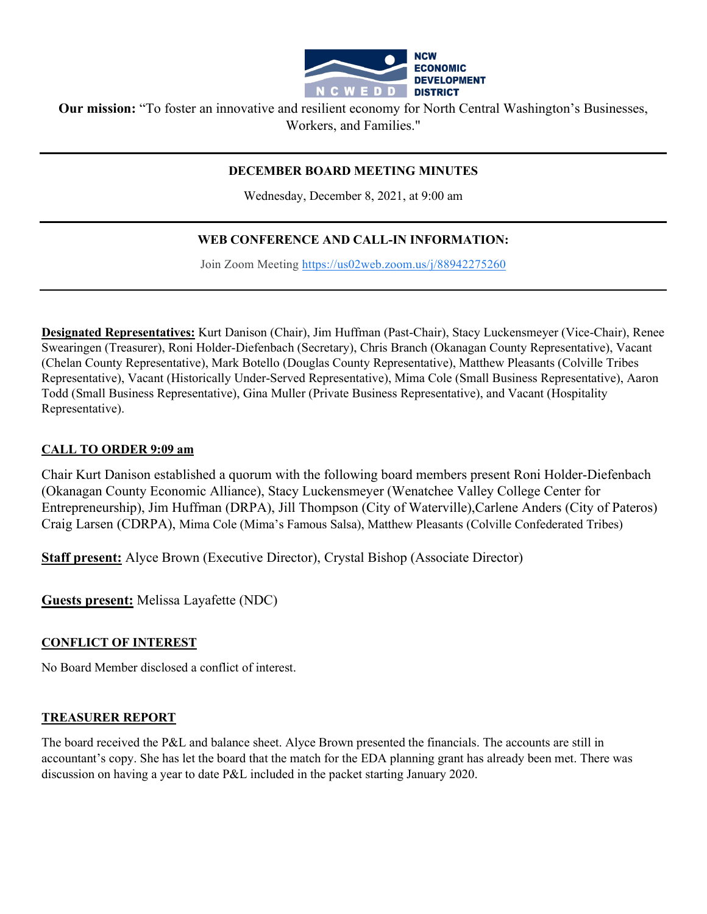NCW ECONOMIC DEVELOPMENT DISTRICT

**Our mission:** "To foster an innovative and resilient economy for North Central Washington's Businesses, Workers, and Families."

---

**DECEMBER BOARD MEETING MINUTES**

Wednesday, December 8, 2021, at 9:00 am

---

**WEB CONFERENCE AND CALL-IN INFORMATION:**

Join Zoom Meeting https://us02web.zoom.us/j/88942275260

---

**Designated Representatives:** Kurt Danison (Chair), Jim Huffman (Past-Chair), Stacy Luckensmeyer (Vice-Chair), Renee Swearingen (Treasurer), Roni Holder-Diefenbach (Secretary), Chris Branch (Okanagan County Representative), Vacant (Chelan County Representative), Mark Botello (Douglas County Representative), Matthew Pleasants (Colville Tribes Representative), Vacant (Historically Under-Served Representative), Mima Cole (Small Business Representative), Aaron Todd (Small Business Representative), Gina Muller (Private Business Representative), and Vacant (Hospitality Representative).

## CALL TO ORDER 9:09 am

Chair Kurt Danison established a quorum with the following board members present Roni Holder-Diefenbach (Okanagan County Economic Alliance), Stacy Luckensmeyer (Wenatchee Valley College Center for Entrepreneurship), Jim Huffman (DRPA), Jill Thompson (City of Waterville),Carlene Anders (City of Pateros) Craig Larsen (CDRPA), Mima Cole (Mima's Famous Salsa), Matthew Pleasants (Colville Confederated Tribes)

**Staff present:** Alyce Brown (Executive Director), Crystal Bishop (Associate Director)

**Guests present:** Melissa Layafette (NDC)

## CONFLICT OF INTEREST

No Board Member disclosed a conflict of interest.

## TREASURER REPORT

The board received the P&L and balance sheet. Alyce Brown presented the financials. The accounts are still in accountant's copy. She has let the board that the match for the EDA planning grant has already been met. There was discussion on having a year to date P&L included in the packet starting January 2020.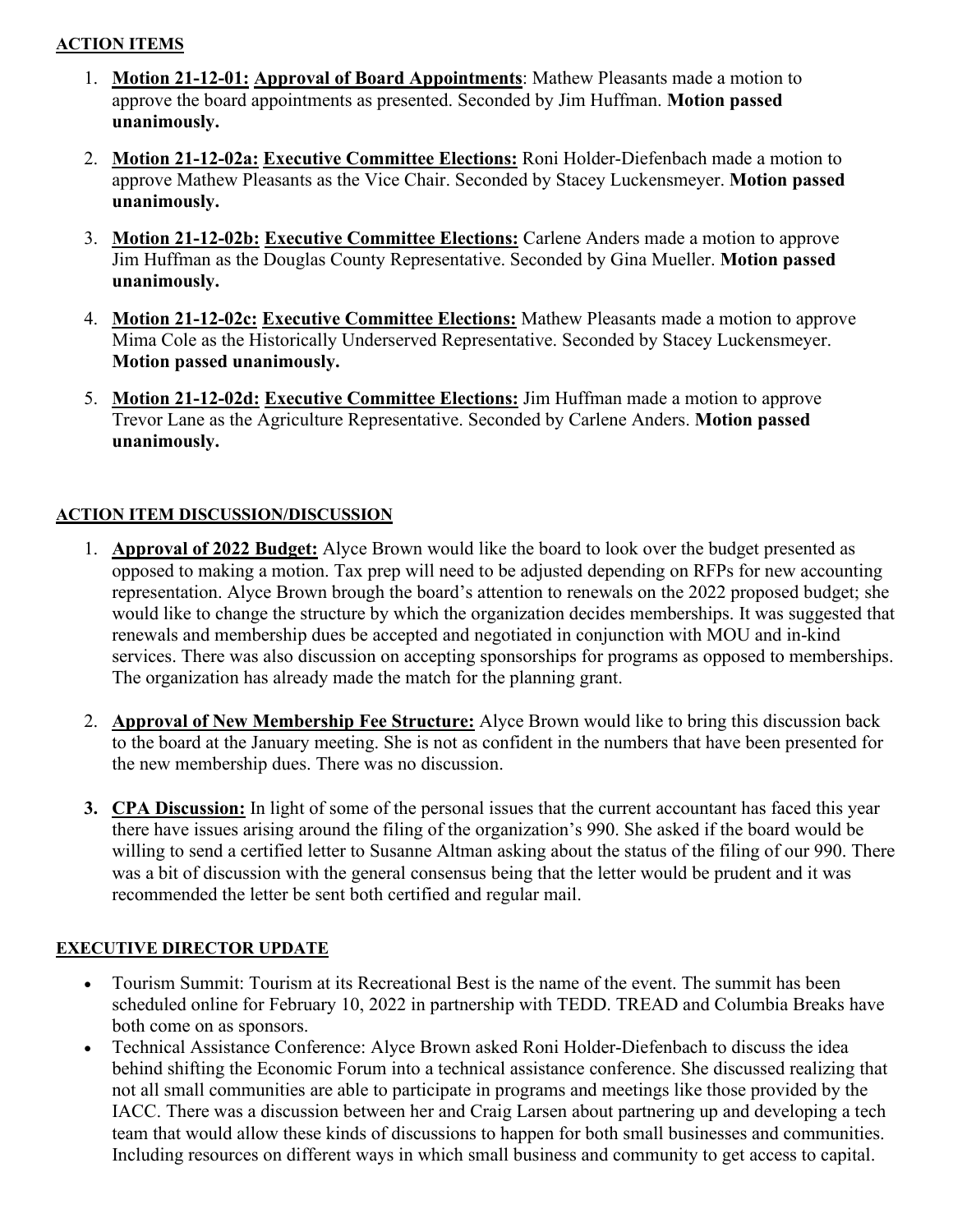**ACTION ITEMS**

1. **Motion 21-12-01: Approval of Board Appointments**: Mathew Pleasants made a motion to approve the board appointments as presented. Seconded by Jim Huffman. **Motion passed unanimously.**
2. **Motion 21-12-02a: Executive Committee Elections:** Roni Holder-Diefenbach made a motion to approve Mathew Pleasants as the Vice Chair. Seconded by Stacey Luckensmeyer. **Motion passed unanimously.**
3. **Motion 21-12-02b: Executive Committee Elections:** Carlene Anders made a motion to approve Jim Huffman as the Douglas County Representative. Seconded by Gina Mueller. **Motion passed unanimously.**
4. **Motion 21-12-02c: Executive Committee Elections:** Mathew Pleasants made a motion to approve Mima Cole as the Historically Underserved Representative. Seconded by Stacey Luckensmeyer. **Motion passed unanimously.**
5. **Motion 21-12-02d: Executive Committee Elections:** Jim Huffman made a motion to approve Trevor Lane as the Agriculture Representative. Seconded by Carlene Anders. **Motion passed unanimously.**

**ACTION ITEM DISCUSSION/DISCUSSION**

1. **Approval of 2022 Budget:** Alyce Brown would like the board to look over the budget presented as opposed to making a motion. Tax prep will need to be adjusted depending on RFPs for new accounting representation. Alyce Brown brough the board's attention to renewals on the 2022 proposed budget; she would like to change the structure by which the organization decides memberships. It was suggested that renewals and membership dues be accepted and negotiated in conjunction with MOU and in-kind services. There was also discussion on accepting sponsorships for programs as opposed to memberships. The organization has already made the match for the planning grant.
2. **Approval of New Membership Fee Structure:** Alyce Brown would like to bring this discussion back to the board at the January meeting. She is not as confident in the numbers that have been presented for the new membership dues. There was no discussion.
3. **CPA Discussion:** In light of some of the personal issues that the current accountant has faced this year there have issues arising around the filing of the organization's 990. She asked if the board would be willing to send a certified letter to Susanne Altman asking about the status of the filing of our 990. There was a bit of discussion with the general consensus being that the letter would be prudent and it was recommended the letter be sent both certified and regular mail.

**EXECUTIVE DIRECTOR UPDATE**

- Tourism Summit: Tourism at its Recreational Best is the name of the event. The summit has been scheduled online for February 10, 2022 in partnership with TEDD. TREAD and Columbia Breaks have both come on as sponsors.
- Technical Assistance Conference: Alyce Brown asked Roni Holder-Diefenbach to discuss the idea behind shifting the Economic Forum into a technical assistance conference. She discussed realizing that not all small communities are able to participate in programs and meetings like those provided by the IACC. There was a discussion between her and Craig Larsen about partnering up and developing a tech team that would allow these kinds of discussions to happen for both small businesses and communities. Including resources on different ways in which small business and community to get access to capital.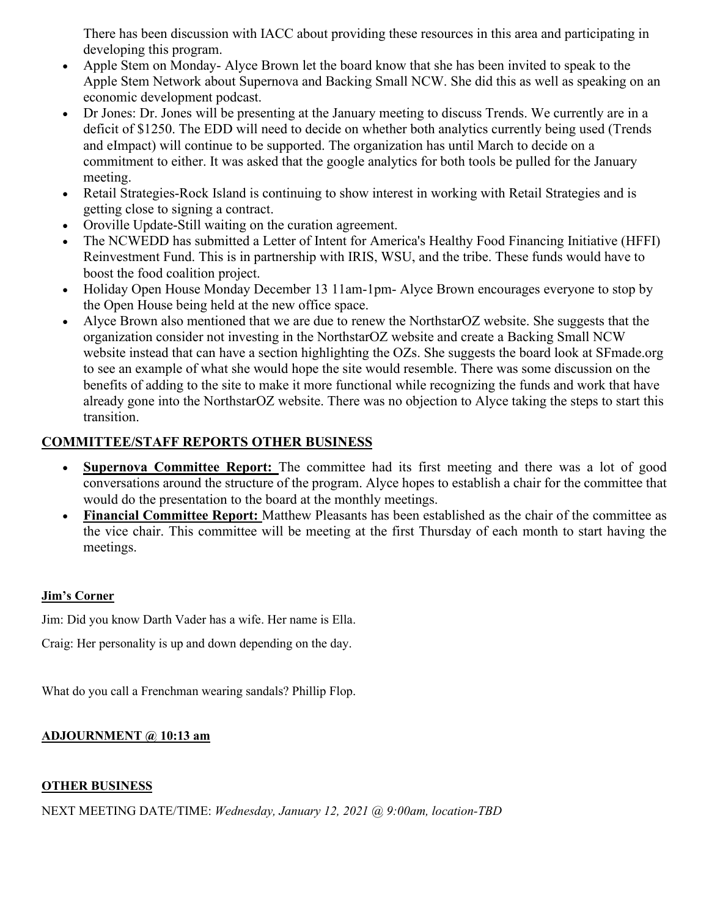There has been discussion with IACC about providing these resources in this area and participating in developing this program.

- Apple Stem on Monday- Alyce Brown let the board know that she has been invited to speak to the Apple Stem Network about Supernova and Backing Small NCW. She did this as well as speaking on an economic development podcast.
- Dr Jones: Dr. Jones will be presenting at the January meeting to discuss Trends. We currently are in a deficit of $1250. The EDD will need to decide on whether both analytics currently being used (Trends and eImpact) will continue to be supported. The organization has until March to decide on a commitment to either. It was asked that the google analytics for both tools be pulled for the January meeting.
- Retail Strategies-Rock Island is continuing to show interest in working with Retail Strategies and is getting close to signing a contract.
- Oroville Update-Still waiting on the curation agreement.
- The NCWEDD has submitted a Letter of Intent for America's Healthy Food Financing Initiative (HFFI) Reinvestment Fund. This is in partnership with IRIS, WSU, and the tribe. These funds would have to boost the food coalition project.
- Holiday Open House Monday December 13 11am-1pm- Alyce Brown encourages everyone to stop by the Open House being held at the new office space.
- Alyce Brown also mentioned that we are due to renew the NorthstarOZ website. She suggests that the organization consider not investing in the NorthstarOZ website and create a Backing Small NCW website instead that can have a section highlighting the OZs. She suggests the board look at SFmade.org to see an example of what she would hope the site would resemble. There was some discussion on the benefits of adding to the site to make it more functional while recognizing the funds and work that have already gone into the NorthstarOZ website. There was no objection to Alyce taking the steps to start this transition.

## COMMITTEE/STAFF REPORTS OTHER BUSINESS

- **Supernova Committee Report:** The committee had its first meeting and there was a lot of good conversations around the structure of the program. Alyce hopes to establish a chair for the committee that would do the presentation to the board at the monthly meetings.
- **Financial Committee Report:** Matthew Pleasants has been established as the chair of the committee as the vice chair. This committee will be meeting at the first Thursday of each month to start having the meetings.

### Jim's Corner

Jim: Did you know Darth Vader has a wife. Her name is Ella.

Craig: Her personality is up and down depending on the day.

What do you call a Frenchman wearing sandals? Phillip Flop.

### ADJOURNMENT @ 10:13 am

### OTHER BUSINESS

NEXT MEETING DATE/TIME: *Wednesday, January 12, 2021 @ 9:00am, location-TBD*